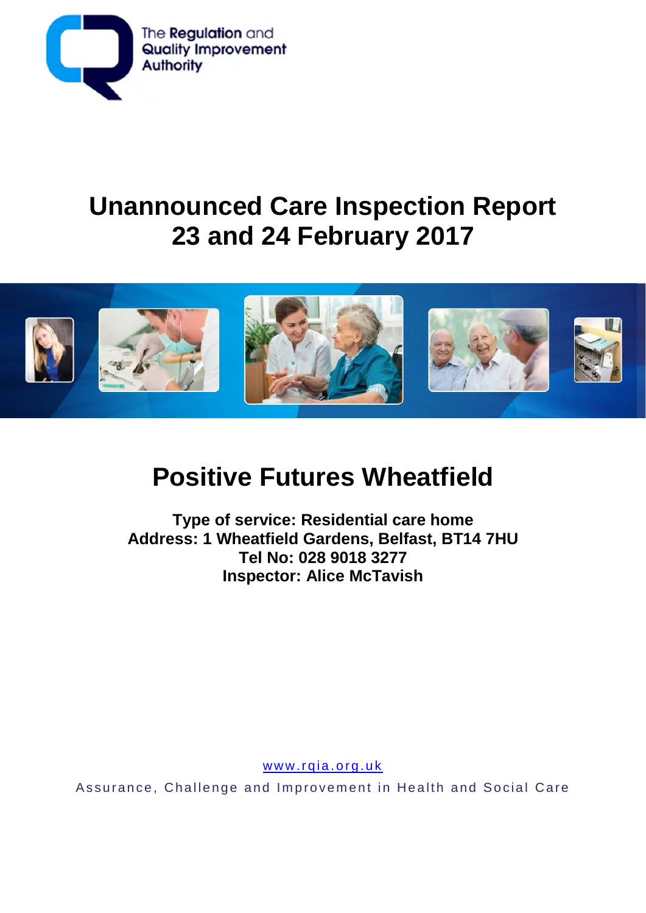The Regulation and Quality Improvement Authority

# Unannounced Care Inspection Report 23 and 24 February 2017

# Positive Futures Wheatfield

**Type of service: Residential care home**
**Address: 1 Wheatfield Gardens, Belfast, BT14 7HU**
**Tel No: 028 9018 3277**
**Inspector: Alice McTavish**

www.rqia.org.uk

Assurance, Challenge and Improvement in Health and Social Care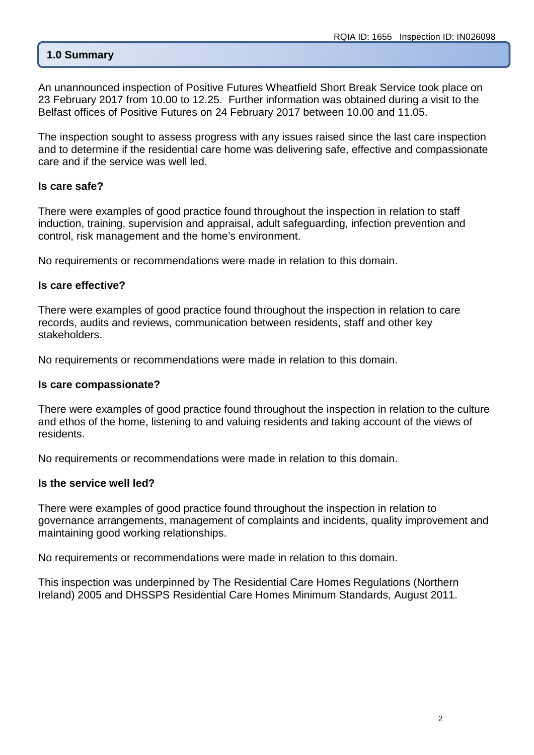## 1.0 Summary

An unannounced inspection of Positive Futures Wheatfield Short Break Service took place on 23 February 2017 from 10.00 to 12.25. Further information was obtained during a visit to the Belfast offices of Positive Futures on 24 February 2017 between 10.00 and 11.05.

The inspection sought to assess progress with any issues raised since the last care inspection and to determine if the residential care home was delivering safe, effective and compassionate care and if the service was well led.

**Is care safe?**

There were examples of good practice found throughout the inspection in relation to staff induction, training, supervision and appraisal, adult safeguarding, infection prevention and control, risk management and the home's environment.

No requirements or recommendations were made in relation to this domain.

**Is care effective?**

There were examples of good practice found throughout the inspection in relation to care records, audits and reviews, communication between residents, staff and other key stakeholders.

No requirements or recommendations were made in relation to this domain.

**Is care compassionate?**

There were examples of good practice found throughout the inspection in relation to the culture and ethos of the home, listening to and valuing residents and taking account of the views of residents.

No requirements or recommendations were made in relation to this domain.

**Is the service well led?**

There were examples of good practice found throughout the inspection in relation to governance arrangements, management of complaints and incidents, quality improvement and maintaining good working relationships.

No requirements or recommendations were made in relation to this domain.

This inspection was underpinned by The Residential Care Homes Regulations (Northern Ireland) 2005 and DHSSPS Residential Care Homes Minimum Standards, August 2011.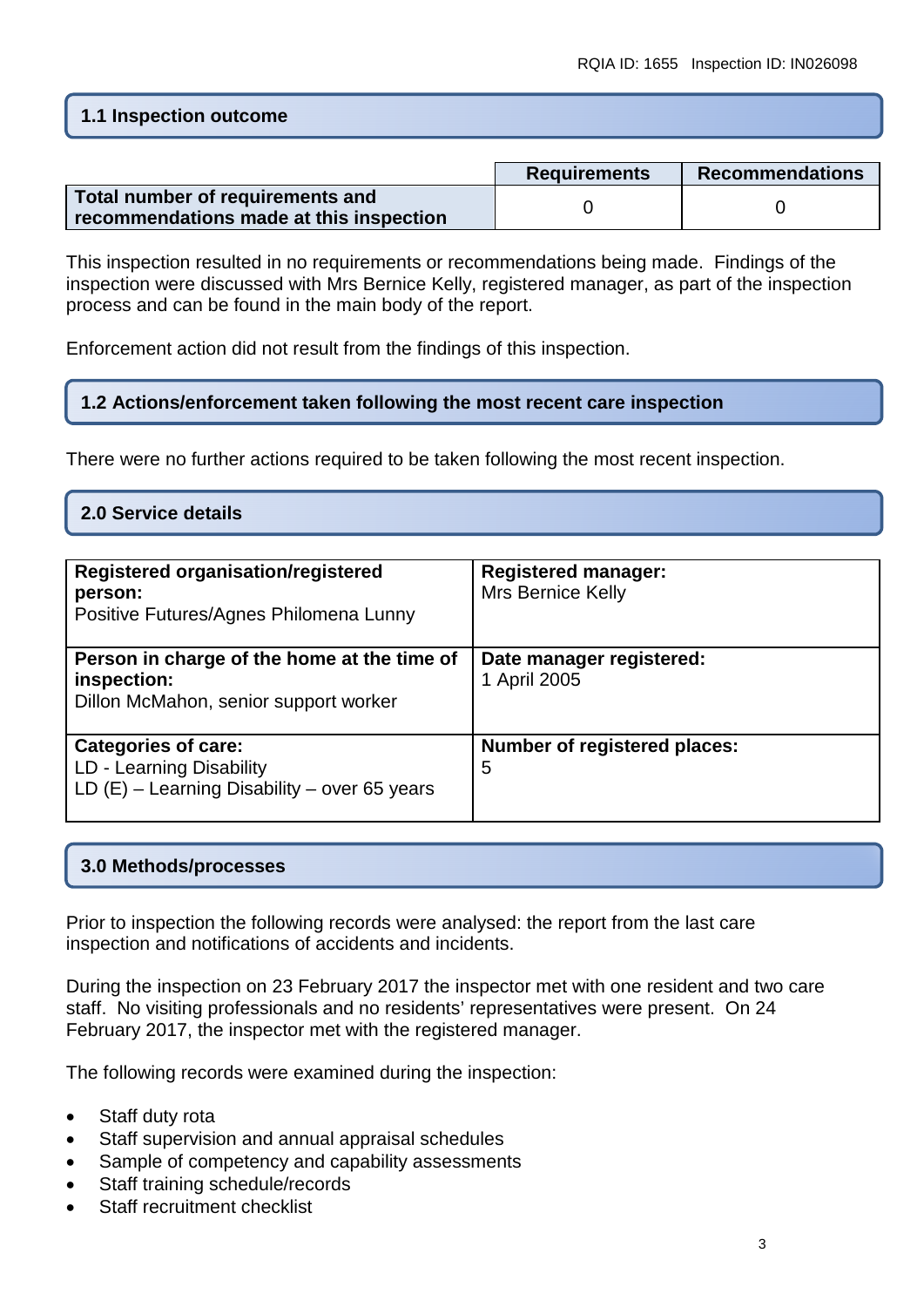## 1.1 Inspection outcome

| | Requirements | Recommendations |
|---|---|---|
| **Total number of requirements and recommendations made at this inspection** | 0 | 0 |

This inspection resulted in no requirements or recommendations being made. Findings of the inspection were discussed with Mrs Bernice Kelly, registered manager, as part of the inspection process and can be found in the main body of the report.

Enforcement action did not result from the findings of this inspection.

## 1.2 Actions/enforcement taken following the most recent care inspection

There were no further actions required to be taken following the most recent inspection.

## 2.0 Service details

| | |
|---|---|
| **Registered organisation/registered person:** Positive Futures/Agnes Philomena Lunny | **Registered manager:** Mrs Bernice Kelly |
| **Person in charge of the home at the time of inspection:** Dillon McMahon, senior support worker | **Date manager registered:** 1 April 2005 |
| **Categories of care:** LD - Learning Disability LD (E) – Learning Disability – over 65 years | **Number of registered places:** 5 |

## 3.0 Methods/processes

Prior to inspection the following records were analysed: the report from the last care inspection and notifications of accidents and incidents.

During the inspection on 23 February 2017 the inspector met with one resident and two care staff. No visiting professionals and no residents' representatives were present. On 24 February 2017, the inspector met with the registered manager.

The following records were examined during the inspection:

- Staff duty rota
- Staff supervision and annual appraisal schedules
- Sample of competency and capability assessments
- Staff training schedule/records
- Staff recruitment checklist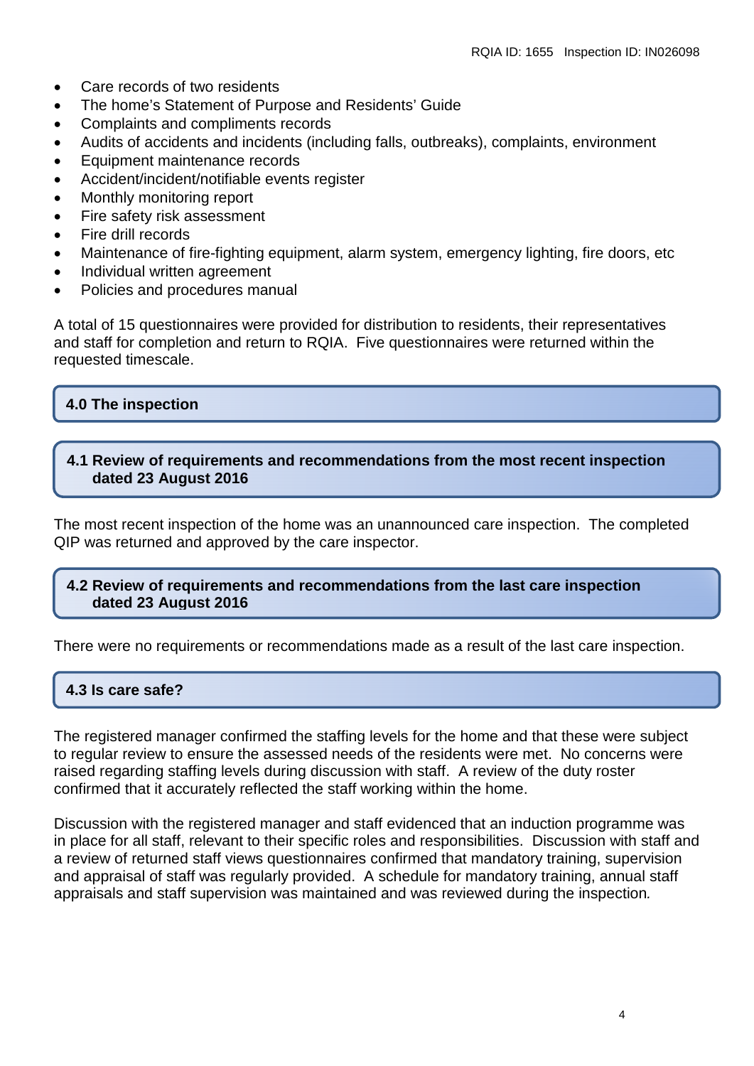- Care records of two residents
- The home's Statement of Purpose and Residents' Guide
- Complaints and compliments records
- Audits of accidents and incidents (including falls, outbreaks), complaints, environment
- Equipment maintenance records
- Accident/incident/notifiable events register
- Monthly monitoring report
- Fire safety risk assessment
- Fire drill records
- Maintenance of fire-fighting equipment, alarm system, emergency lighting, fire doors, etc
- Individual written agreement
- Policies and procedures manual

A total of 15 questionnaires were provided for distribution to residents, their representatives and staff for completion and return to RQIA. Five questionnaires were returned within the requested timescale.

## 4.0 The inspection

### 4.1 Review of requirements and recommendations from the most recent inspection dated 23 August 2016

The most recent inspection of the home was an unannounced care inspection. The completed QIP was returned and approved by the care inspector.

### 4.2 Review of requirements and recommendations from the last care inspection dated 23 August 2016

There were no requirements or recommendations made as a result of the last care inspection.

### 4.3 Is care safe?

The registered manager confirmed the staffing levels for the home and that these were subject to regular review to ensure the assessed needs of the residents were met. No concerns were raised regarding staffing levels during discussion with staff. A review of the duty roster confirmed that it accurately reflected the staff working within the home.

Discussion with the registered manager and staff evidenced that an induction programme was in place for all staff, relevant to their specific roles and responsibilities. Discussion with staff and a review of returned staff views questionnaires confirmed that mandatory training, supervision and appraisal of staff was regularly provided. A schedule for mandatory training, annual staff appraisals and staff supervision was maintained and was reviewed during the inspection.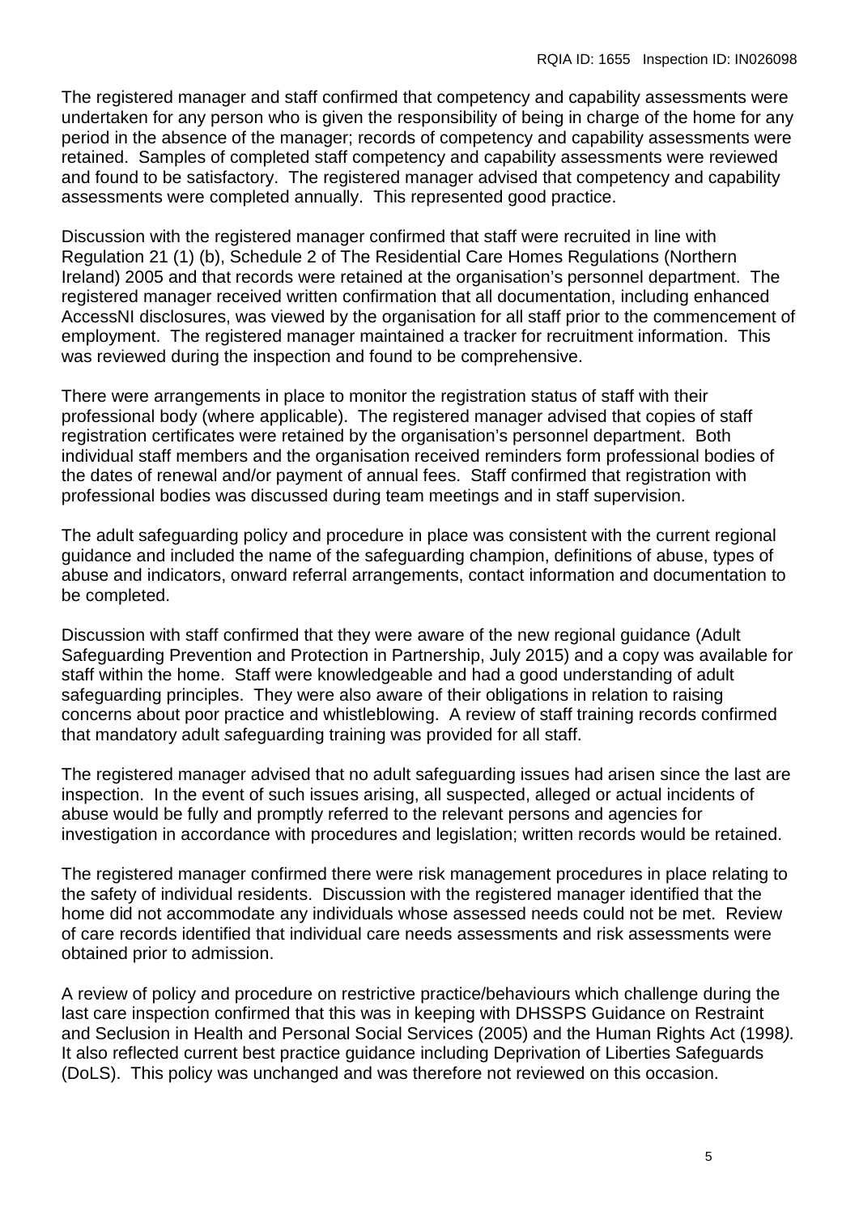The registered manager and staff confirmed that competency and capability assessments were undertaken for any person who is given the responsibility of being in charge of the home for any period in the absence of the manager; records of competency and capability assessments were retained. Samples of completed staff competency and capability assessments were reviewed and found to be satisfactory. The registered manager advised that competency and capability assessments were completed annually. This represented good practice.

Discussion with the registered manager confirmed that staff were recruited in line with Regulation 21 (1) (b), Schedule 2 of The Residential Care Homes Regulations (Northern Ireland) 2005 and that records were retained at the organisation's personnel department. The registered manager received written confirmation that all documentation, including enhanced AccessNI disclosures, was viewed by the organisation for all staff prior to the commencement of employment. The registered manager maintained a tracker for recruitment information. This was reviewed during the inspection and found to be comprehensive.

There were arrangements in place to monitor the registration status of staff with their professional body (where applicable). The registered manager advised that copies of staff registration certificates were retained by the organisation's personnel department. Both individual staff members and the organisation received reminders form professional bodies of the dates of renewal and/or payment of annual fees. Staff confirmed that registration with professional bodies was discussed during team meetings and in staff supervision.

The adult safeguarding policy and procedure in place was consistent with the current regional guidance and included the name of the safeguarding champion, definitions of abuse, types of abuse and indicators, onward referral arrangements, contact information and documentation to be completed.

Discussion with staff confirmed that they were aware of the new regional guidance (Adult Safeguarding Prevention and Protection in Partnership, July 2015) and a copy was available for staff within the home. Staff were knowledgeable and had a good understanding of adult safeguarding principles. They were also aware of their obligations in relation to raising concerns about poor practice and whistleblowing. A review of staff training records confirmed that mandatory adult safeguarding training was provided for all staff.

The registered manager advised that no adult safeguarding issues had arisen since the last are inspection. In the event of such issues arising, all suspected, alleged or actual incidents of abuse would be fully and promptly referred to the relevant persons and agencies for investigation in accordance with procedures and legislation; written records would be retained.

The registered manager confirmed there were risk management procedures in place relating to the safety of individual residents. Discussion with the registered manager identified that the home did not accommodate any individuals whose assessed needs could not be met. Review of care records identified that individual care needs assessments and risk assessments were obtained prior to admission.

A review of policy and procedure on restrictive practice/behaviours which challenge during the last care inspection confirmed that this was in keeping with DHSSPS Guidance on Restraint and Seclusion in Health and Personal Social Services (2005) and the Human Rights Act (1998). It also reflected current best practice guidance including Deprivation of Liberties Safeguards (DoLS). This policy was unchanged and was therefore not reviewed on this occasion.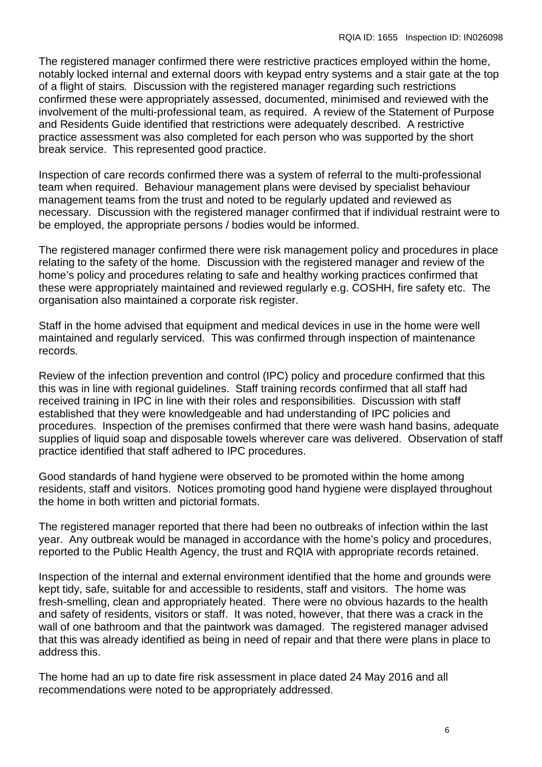The registered manager confirmed there were restrictive practices employed within the home, notably locked internal and external doors with keypad entry systems and a stair gate at the top of a flight of stairs. Discussion with the registered manager regarding such restrictions confirmed these were appropriately assessed, documented, minimised and reviewed with the involvement of the multi-professional team, as required. A review of the Statement of Purpose and Residents Guide identified that restrictions were adequately described. A restrictive practice assessment was also completed for each person who was supported by the short break service. This represented good practice.

Inspection of care records confirmed there was a system of referral to the multi-professional team when required. Behaviour management plans were devised by specialist behaviour management teams from the trust and noted to be regularly updated and reviewed as necessary. Discussion with the registered manager confirmed that if individual restraint were to be employed, the appropriate persons / bodies would be informed.

The registered manager confirmed there were risk management policy and procedures in place relating to the safety of the home. Discussion with the registered manager and review of the home's policy and procedures relating to safe and healthy working practices confirmed that these were appropriately maintained and reviewed regularly e.g. COSHH, fire safety etc. The organisation also maintained a corporate risk register.

Staff in the home advised that equipment and medical devices in use in the home were well maintained and regularly serviced. This was confirmed through inspection of maintenance records.

Review of the infection prevention and control (IPC) policy and procedure confirmed that this this was in line with regional guidelines. Staff training records confirmed that all staff had received training in IPC in line with their roles and responsibilities. Discussion with staff established that they were knowledgeable and had understanding of IPC policies and procedures. Inspection of the premises confirmed that there were wash hand basins, adequate supplies of liquid soap and disposable towels wherever care was delivered. Observation of staff practice identified that staff adhered to IPC procedures.

Good standards of hand hygiene were observed to be promoted within the home among residents, staff and visitors. Notices promoting good hand hygiene were displayed throughout the home in both written and pictorial formats.

The registered manager reported that there had been no outbreaks of infection within the last year. Any outbreak would be managed in accordance with the home's policy and procedures, reported to the Public Health Agency, the trust and RQIA with appropriate records retained.

Inspection of the internal and external environment identified that the home and grounds were kept tidy, safe, suitable for and accessible to residents, staff and visitors. The home was fresh-smelling, clean and appropriately heated. There were no obvious hazards to the health and safety of residents, visitors or staff. It was noted, however, that there was a crack in the wall of one bathroom and that the paintwork was damaged. The registered manager advised that this was already identified as being in need of repair and that there were plans in place to address this.

The home had an up to date fire risk assessment in place dated 24 May 2016 and all recommendations were noted to be appropriately addressed.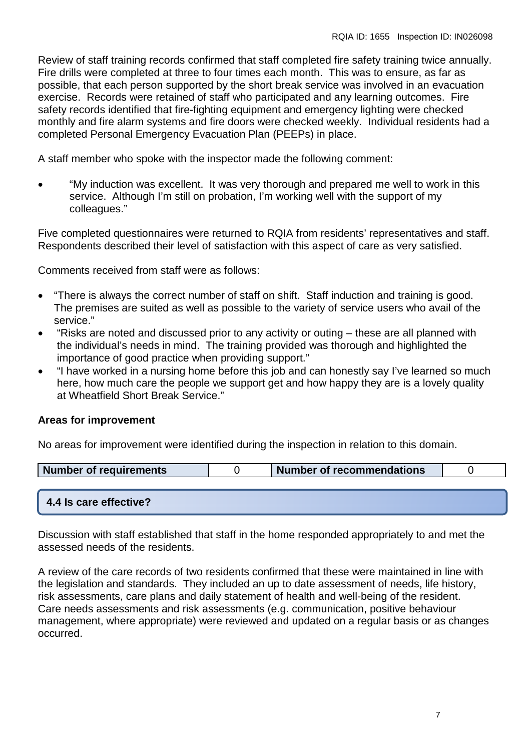Review of staff training records confirmed that staff completed fire safety training twice annually. Fire drills were completed at three to four times each month. This was to ensure, as far as possible, that each person supported by the short break service was involved in an evacuation exercise. Records were retained of staff who participated and any learning outcomes. Fire safety records identified that fire-fighting equipment and emergency lighting were checked monthly and fire alarm systems and fire doors were checked weekly. Individual residents had a completed Personal Emergency Evacuation Plan (PEEPs) in place.

A staff member who spoke with the inspector made the following comment:

- "My induction was excellent. It was very thorough and prepared me well to work in this service. Although I'm still on probation, I'm working well with the support of my colleagues."

Five completed questionnaires were returned to RQIA from residents' representatives and staff. Respondents described their level of satisfaction with this aspect of care as very satisfied.

Comments received from staff were as follows:

- "There is always the correct number of staff on shift. Staff induction and training is good. The premises are suited as well as possible to the variety of service users who avail of the service."
- "Risks are noted and discussed prior to any activity or outing – these are all planned with the individual's needs in mind. The training provided was thorough and highlighted the importance of good practice when providing support."
- "I have worked in a nursing home before this job and can honestly say I've learned so much here, how much care the people we support get and how happy they are is a lovely quality at Wheatfield Short Break Service."

**Areas for improvement**

No areas for improvement were identified during the inspection in relation to this domain.

| Number of requirements | 0 | Number of recommendations | 0 |
|---|---|---|---|

### 4.4 Is care effective?

Discussion with staff established that staff in the home responded appropriately to and met the assessed needs of the residents.

A review of the care records of two residents confirmed that these were maintained in line with the legislation and standards. They included an up to date assessment of needs, life history, risk assessments, care plans and daily statement of health and well-being of the resident. Care needs assessments and risk assessments (e.g. communication, positive behaviour management, where appropriate) were reviewed and updated on a regular basis or as changes occurred.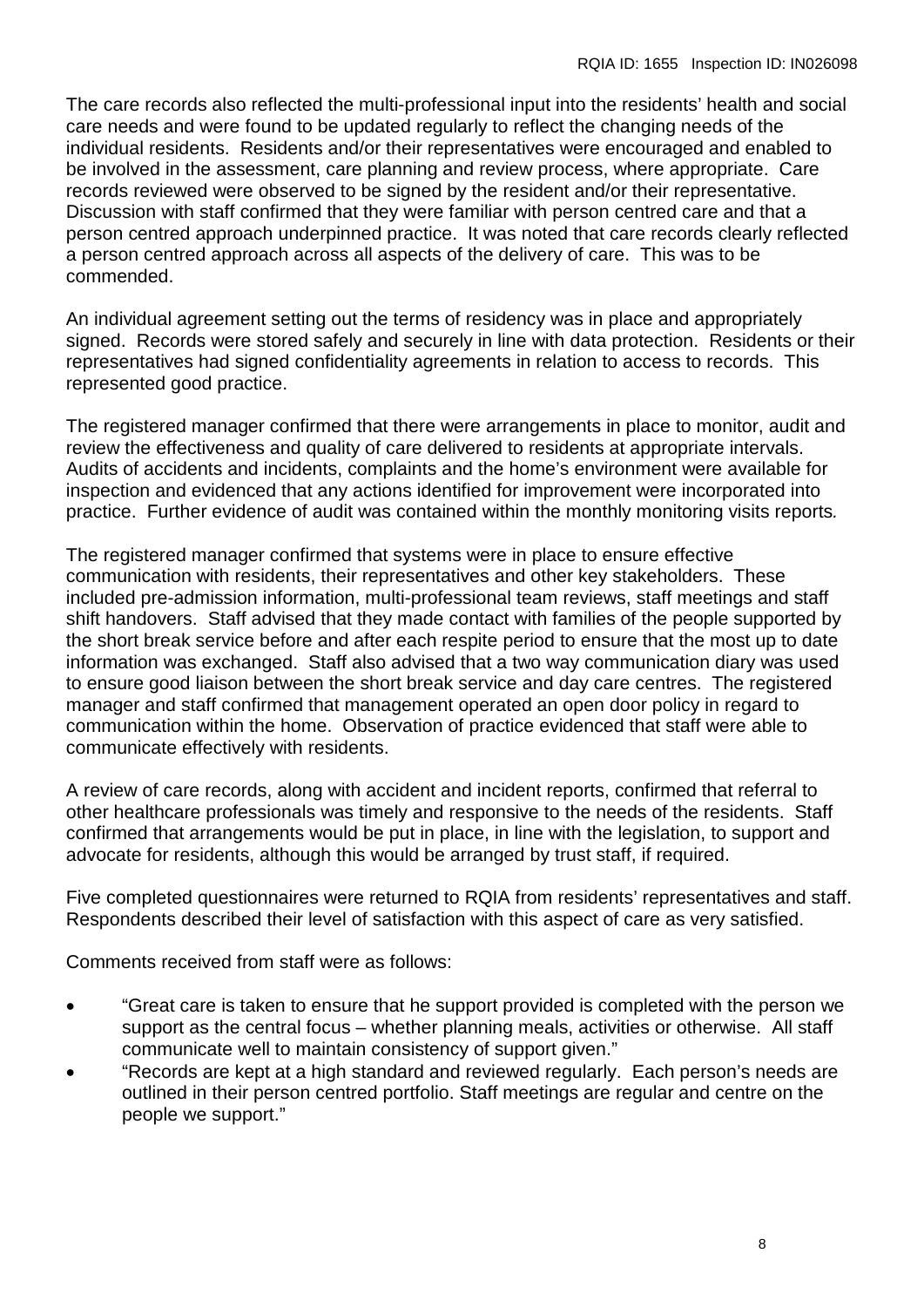The care records also reflected the multi-professional input into the residents' health and social care needs and were found to be updated regularly to reflect the changing needs of the individual residents. Residents and/or their representatives were encouraged and enabled to be involved in the assessment, care planning and review process, where appropriate. Care records reviewed were observed to be signed by the resident and/or their representative. Discussion with staff confirmed that they were familiar with person centred care and that a person centred approach underpinned practice. It was noted that care records clearly reflected a person centred approach across all aspects of the delivery of care. This was to be commended.

An individual agreement setting out the terms of residency was in place and appropriately signed. Records were stored safely and securely in line with data protection. Residents or their representatives had signed confidentiality agreements in relation to access to records. This represented good practice.

The registered manager confirmed that there were arrangements in place to monitor, audit and review the effectiveness and quality of care delivered to residents at appropriate intervals. Audits of accidents and incidents, complaints and the home's environment were available for inspection and evidenced that any actions identified for improvement were incorporated into practice. Further evidence of audit was contained within the monthly monitoring visits reports.

The registered manager confirmed that systems were in place to ensure effective communication with residents, their representatives and other key stakeholders. These included pre-admission information, multi-professional team reviews, staff meetings and staff shift handovers. Staff advised that they made contact with families of the people supported by the short break service before and after each respite period to ensure that the most up to date information was exchanged. Staff also advised that a two way communication diary was used to ensure good liaison between the short break service and day care centres. The registered manager and staff confirmed that management operated an open door policy in regard to communication within the home. Observation of practice evidenced that staff were able to communicate effectively with residents.

A review of care records, along with accident and incident reports, confirmed that referral to other healthcare professionals was timely and responsive to the needs of the residents. Staff confirmed that arrangements would be put in place, in line with the legislation, to support and advocate for residents, although this would be arranged by trust staff, if required.

Five completed questionnaires were returned to RQIA from residents' representatives and staff. Respondents described their level of satisfaction with this aspect of care as very satisfied.

Comments received from staff were as follows:

- "Great care is taken to ensure that he support provided is completed with the person we support as the central focus – whether planning meals, activities or otherwise. All staff communicate well to maintain consistency of support given."
- "Records are kept at a high standard and reviewed regularly. Each person's needs are outlined in their person centred portfolio. Staff meetings are regular and centre on the people we support."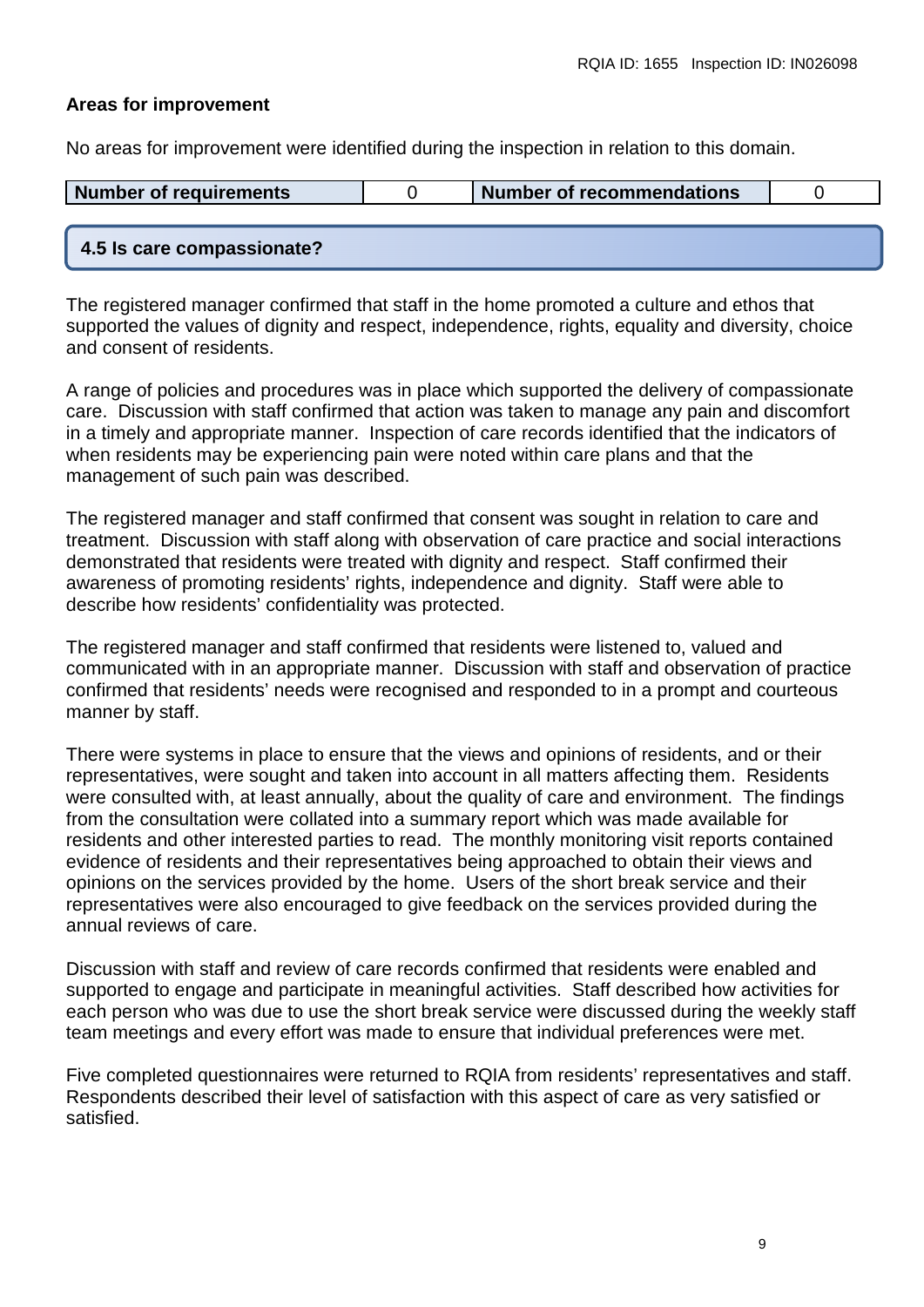**Areas for improvement**

No areas for improvement were identified during the inspection in relation to this domain.

| Number of requirements | 0 | Number of recommendations | 0 |
|---|---|---|---|

## 4.5 Is care compassionate?

The registered manager confirmed that staff in the home promoted a culture and ethos that supported the values of dignity and respect, independence, rights, equality and diversity, choice and consent of residents.

A range of policies and procedures was in place which supported the delivery of compassionate care. Discussion with staff confirmed that action was taken to manage any pain and discomfort in a timely and appropriate manner. Inspection of care records identified that the indicators of when residents may be experiencing pain were noted within care plans and that the management of such pain was described.

The registered manager and staff confirmed that consent was sought in relation to care and treatment. Discussion with staff along with observation of care practice and social interactions demonstrated that residents were treated with dignity and respect. Staff confirmed their awareness of promoting residents' rights, independence and dignity. Staff were able to describe how residents' confidentiality was protected.

The registered manager and staff confirmed that residents were listened to, valued and communicated with in an appropriate manner. Discussion with staff and observation of practice confirmed that residents' needs were recognised and responded to in a prompt and courteous manner by staff.

There were systems in place to ensure that the views and opinions of residents, and or their representatives, were sought and taken into account in all matters affecting them. Residents were consulted with, at least annually, about the quality of care and environment. The findings from the consultation were collated into a summary report which was made available for residents and other interested parties to read. The monthly monitoring visit reports contained evidence of residents and their representatives being approached to obtain their views and opinions on the services provided by the home. Users of the short break service and their representatives were also encouraged to give feedback on the services provided during the annual reviews of care.

Discussion with staff and review of care records confirmed that residents were enabled and supported to engage and participate in meaningful activities. Staff described how activities for each person who was due to use the short break service were discussed during the weekly staff team meetings and every effort was made to ensure that individual preferences were met.

Five completed questionnaires were returned to RQIA from residents' representatives and staff. Respondents described their level of satisfaction with this aspect of care as very satisfied or satisfied.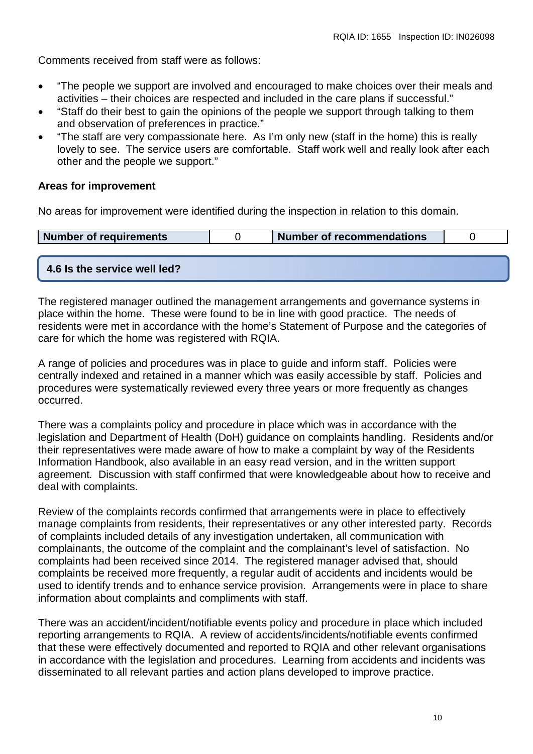Comments received from staff were as follows:

- "The people we support are involved and encouraged to make choices over their meals and activities – their choices are respected and included in the care plans if successful."
- "Staff do their best to gain the opinions of the people we support through talking to them and observation of preferences in practice."
- "The staff are very compassionate here. As I'm only new (staff in the home) this is really lovely to see. The service users are comfortable. Staff work well and really look after each other and the people we support."

**Areas for improvement**

No areas for improvement were identified during the inspection in relation to this domain.

| Number of requirements | 0 | Number of recommendations | 0 |
|---|---|---|---|

### 4.6 Is the service well led?

The registered manager outlined the management arrangements and governance systems in place within the home. These were found to be in line with good practice. The needs of residents were met in accordance with the home's Statement of Purpose and the categories of care for which the home was registered with RQIA.

A range of policies and procedures was in place to guide and inform staff. Policies were centrally indexed and retained in a manner which was easily accessible by staff. Policies and procedures were systematically reviewed every three years or more frequently as changes occurred.

There was a complaints policy and procedure in place which was in accordance with the legislation and Department of Health (DoH) guidance on complaints handling. Residents and/or their representatives were made aware of how to make a complaint by way of the Residents Information Handbook, also available in an easy read version, and in the written support agreement. Discussion with staff confirmed that were knowledgeable about how to receive and deal with complaints.

Review of the complaints records confirmed that arrangements were in place to effectively manage complaints from residents, their representatives or any other interested party. Records of complaints included details of any investigation undertaken, all communication with complainants, the outcome of the complaint and the complainant's level of satisfaction. No complaints had been received since 2014. The registered manager advised that, should complaints be received more frequently, a regular audit of accidents and incidents would be used to identify trends and to enhance service provision. Arrangements were in place to share information about complaints and compliments with staff.

There was an accident/incident/notifiable events policy and procedure in place which included reporting arrangements to RQIA. A review of accidents/incidents/notifiable events confirmed that these were effectively documented and reported to RQIA and other relevant organisations in accordance with the legislation and procedures. Learning from accidents and incidents was disseminated to all relevant parties and action plans developed to improve practice.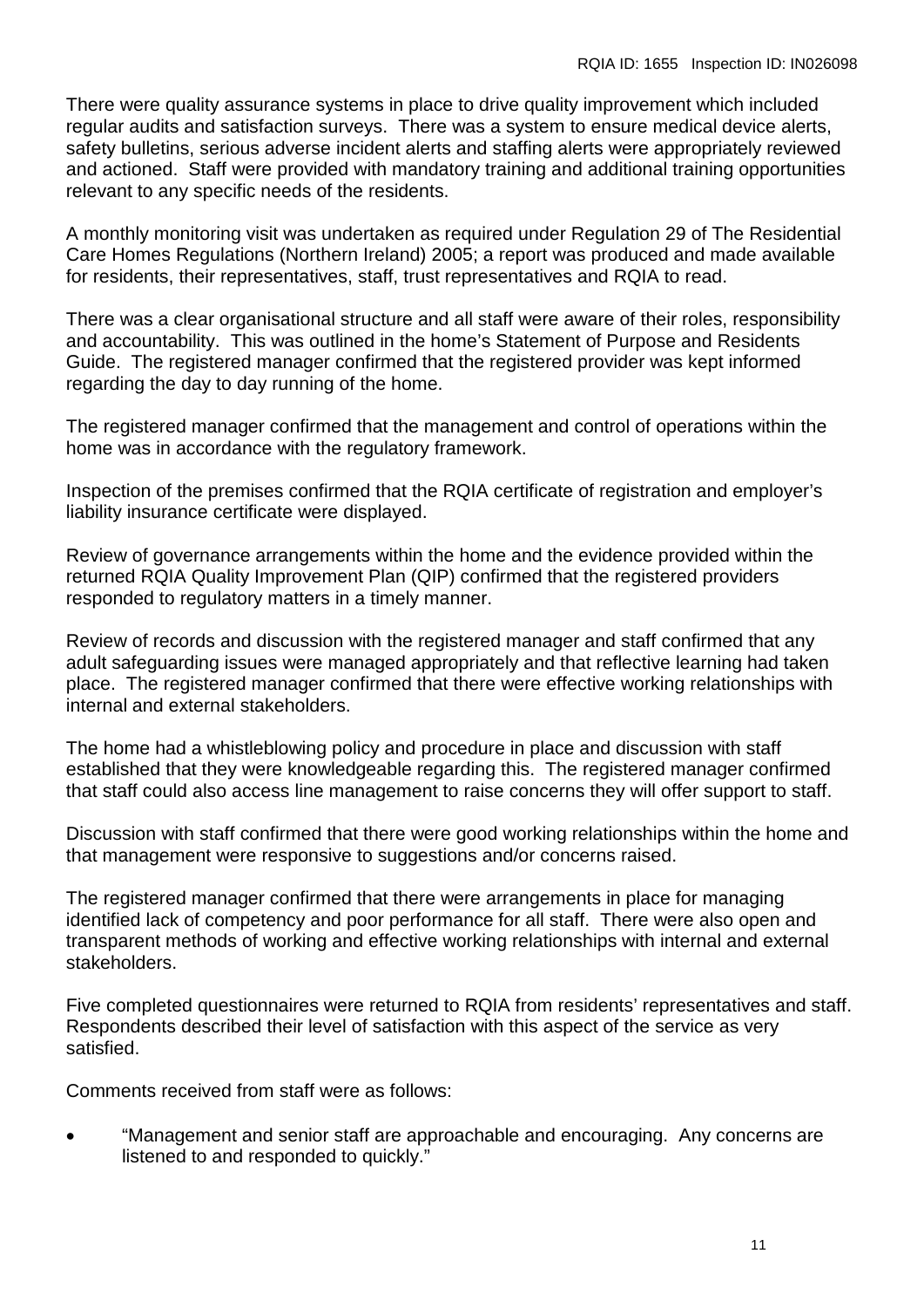There were quality assurance systems in place to drive quality improvement which included regular audits and satisfaction surveys. There was a system to ensure medical device alerts, safety bulletins, serious adverse incident alerts and staffing alerts were appropriately reviewed and actioned. Staff were provided with mandatory training and additional training opportunities relevant to any specific needs of the residents.

A monthly monitoring visit was undertaken as required under Regulation 29 of The Residential Care Homes Regulations (Northern Ireland) 2005; a report was produced and made available for residents, their representatives, staff, trust representatives and RQIA to read.

There was a clear organisational structure and all staff were aware of their roles, responsibility and accountability. This was outlined in the home's Statement of Purpose and Residents Guide. The registered manager confirmed that the registered provider was kept informed regarding the day to day running of the home.

The registered manager confirmed that the management and control of operations within the home was in accordance with the regulatory framework.

Inspection of the premises confirmed that the RQIA certificate of registration and employer's liability insurance certificate were displayed.

Review of governance arrangements within the home and the evidence provided within the returned RQIA Quality Improvement Plan (QIP) confirmed that the registered providers responded to regulatory matters in a timely manner.

Review of records and discussion with the registered manager and staff confirmed that any adult safeguarding issues were managed appropriately and that reflective learning had taken place. The registered manager confirmed that there were effective working relationships with internal and external stakeholders.

The home had a whistleblowing policy and procedure in place and discussion with staff established that they were knowledgeable regarding this. The registered manager confirmed that staff could also access line management to raise concerns they will offer support to staff.

Discussion with staff confirmed that there were good working relationships within the home and that management were responsive to suggestions and/or concerns raised.

The registered manager confirmed that there were arrangements in place for managing identified lack of competency and poor performance for all staff. There were also open and transparent methods of working and effective working relationships with internal and external stakeholders.

Five completed questionnaires were returned to RQIA from residents' representatives and staff. Respondents described their level of satisfaction with this aspect of the service as very satisfied.

Comments received from staff were as follows:

- "Management and senior staff are approachable and encouraging. Any concerns are listened to and responded to quickly."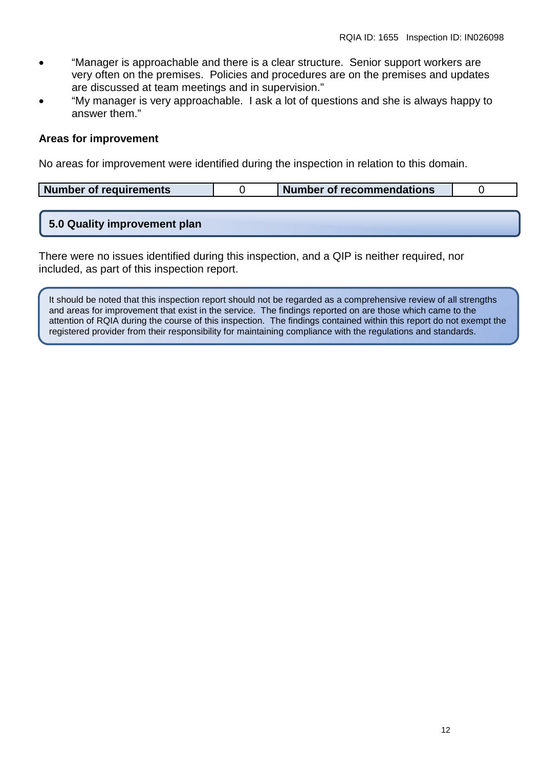- "Manager is approachable and there is a clear structure.  Senior support workers are very often on the premises.  Policies and procedures are on the premises and updates are discussed at team meetings and in supervision."
- "My manager is very approachable.  I ask a lot of questions and she is always happy to answer them."

**Areas for improvement**

No areas for improvement were identified during the inspection in relation to this domain.

| Number of requirements | 0 | Number of recommendations | 0 |
| --- | --- | --- | --- |

## 5.0 Quality improvement plan

There were no issues identified during this inspection, and a QIP is neither required, nor included, as part of this inspection report.

It should be noted that this inspection report should not be regarded as a comprehensive review of all strengths and areas for improvement that exist in the service.  The findings reported on are those which came to the attention of RQIA during the course of this inspection.  The findings contained within this report do not exempt the registered provider from their responsibility for maintaining compliance with the regulations and standards.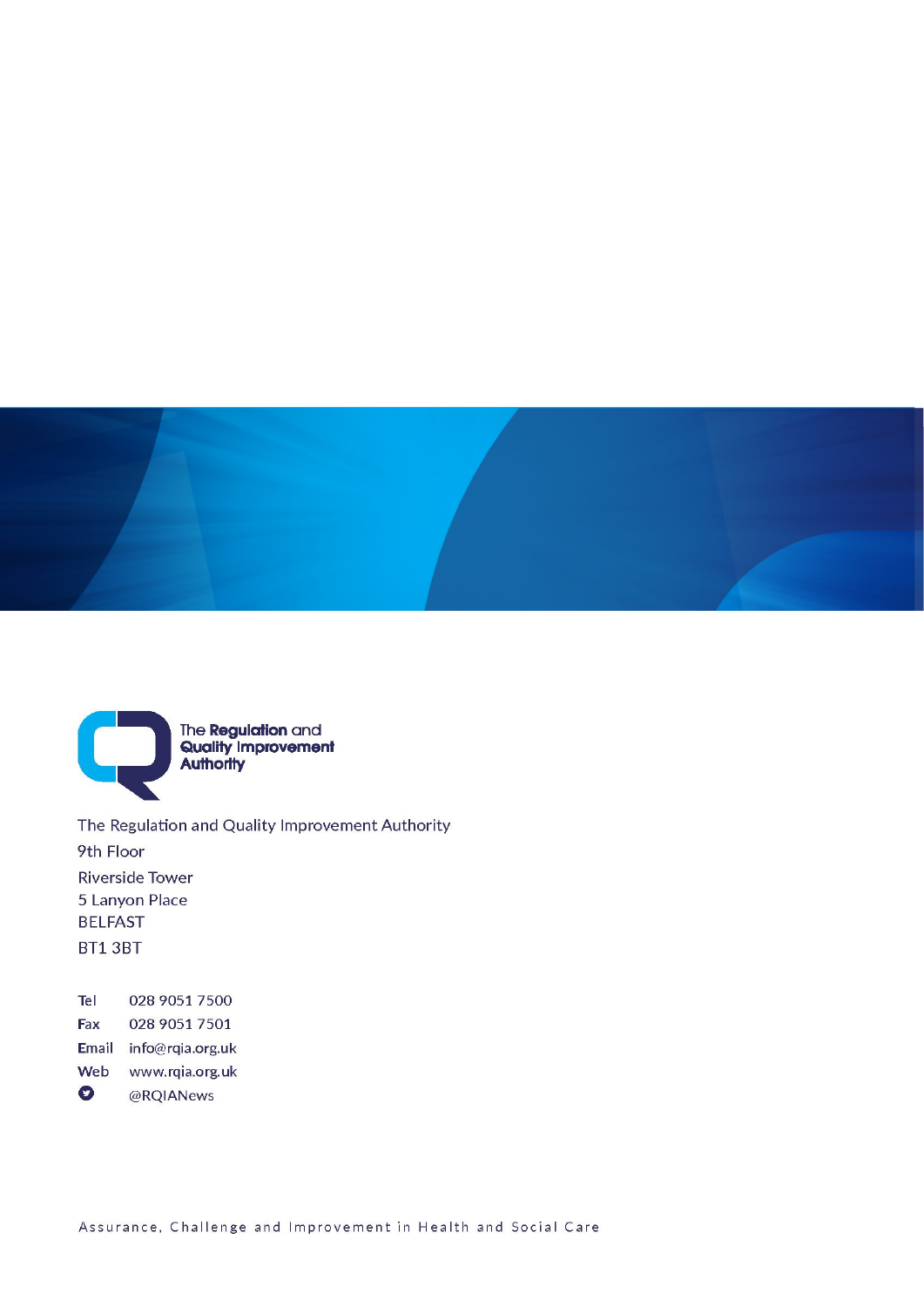The Regulation and Quality Improvement Authority

The Regulation and Quality Improvement Authority
9th Floor
Riverside Tower
5 Lanyon Place
BELFAST
BT1 3BT

| | |
|---|---|
| Tel | 028 9051 7500 |
| Fax | 028 9051 7501 |
| Email | info@rqia.org.uk |
| Web | www.rqia.org.uk |
| | @RQIANews |

Assurance, Challenge and Improvement in Health and Social Care